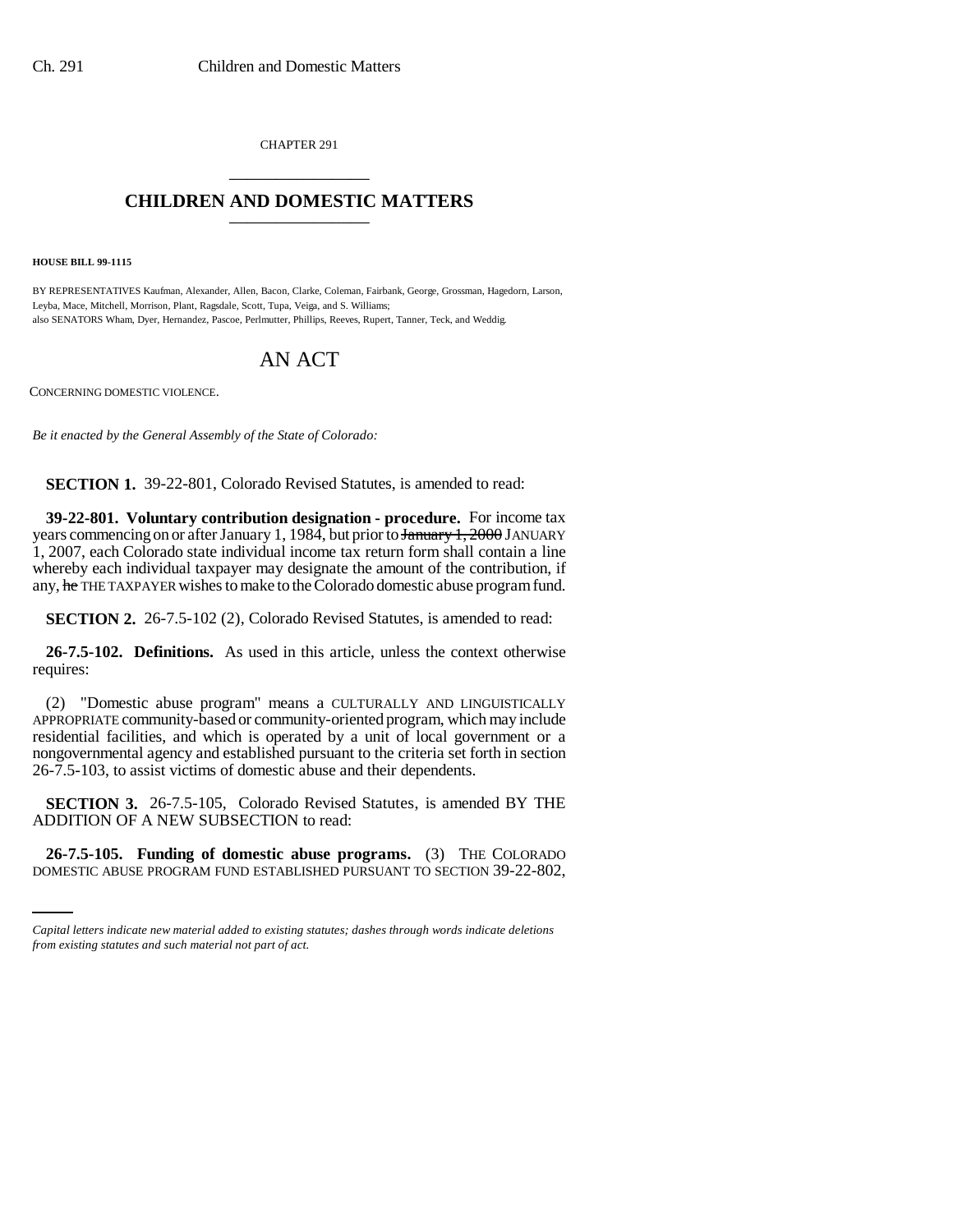CHAPTER 291

## CHILDREN AND DOMESTIC MATTERS

**HOUSE BILL 99-1115**

BY REPRESENTATIVES Kaufman, Alexander, Allen, Bacon, Clarke, Coleman, Fairbank, George, Grossman, Hagedorn, Larson, Leyba, Mace, Mitchell, Morrison, Plant, Ragsdale, Scott, Tupa, Veiga, and S. Williams;
also SENATORS Wham, Dyer, Hernandez, Pascoe, Perlmutter, Phillips, Reeves, Rupert, Tanner, Teck, and Weddig.

# AN ACT

CONCERNING DOMESTIC VIOLENCE.

*Be it enacted by the General Assembly of the State of Colorado:*

**SECTION 1.** 39-22-801, Colorado Revised Statutes, is amended to read:

**39-22-801. Voluntary contribution designation - procedure.** For income tax years commencing on or after January 1, 1984, but prior to ~~January 1, 2000~~ JANUARY 1, 2007, each Colorado state individual income tax return form shall contain a line whereby each individual taxpayer may designate the amount of the contribution, if any, ~~he~~ THE TAXPAYER wishes to make to the Colorado domestic abuse program fund.

**SECTION 2.** 26-7.5-102 (2), Colorado Revised Statutes, is amended to read:

**26-7.5-102. Definitions.** As used in this article, unless the context otherwise requires:

(2) "Domestic abuse program" means a CULTURALLY AND LINGUISTICALLY APPROPRIATE community-based or community-oriented program, which may include residential facilities, and which is operated by a unit of local government or a nongovernmental agency and established pursuant to the criteria set forth in section 26-7.5-103, to assist victims of domestic abuse and their dependents.

**SECTION 3.** 26-7.5-105, Colorado Revised Statutes, is amended BY THE ADDITION OF A NEW SUBSECTION to read:

**26-7.5-105. Funding of domestic abuse programs.** (3) THE COLORADO DOMESTIC ABUSE PROGRAM FUND ESTABLISHED PURSUANT TO SECTION 39-22-802,

*Capital letters indicate new material added to existing statutes; dashes through words indicate deletions from existing statutes and such material not part of act.*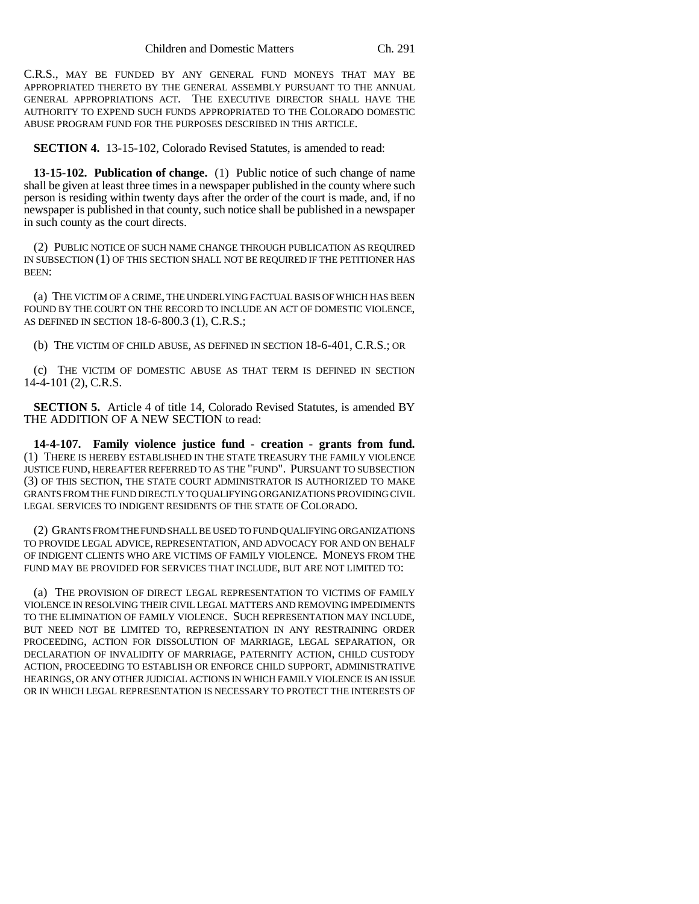C.R.S., MAY BE FUNDED BY ANY GENERAL FUND MONEYS THAT MAY BE APPROPRIATED THERETO BY THE GENERAL ASSEMBLY PURSUANT TO THE ANNUAL GENERAL APPROPRIATIONS ACT. THE EXECUTIVE DIRECTOR SHALL HAVE THE AUTHORITY TO EXPEND SUCH FUNDS APPROPRIATED TO THE COLORADO DOMESTIC ABUSE PROGRAM FUND FOR THE PURPOSES DESCRIBED IN THIS ARTICLE.

**SECTION 4.** 13-15-102, Colorado Revised Statutes, is amended to read:

**13-15-102. Publication of change.** (1) Public notice of such change of name shall be given at least three times in a newspaper published in the county where such person is residing within twenty days after the order of the court is made, and, if no newspaper is published in that county, such notice shall be published in a newspaper in such county as the court directs.

(2) PUBLIC NOTICE OF SUCH NAME CHANGE THROUGH PUBLICATION AS REQUIRED IN SUBSECTION (1) OF THIS SECTION SHALL NOT BE REQUIRED IF THE PETITIONER HAS BEEN:

(a) THE VICTIM OF A CRIME, THE UNDERLYING FACTUAL BASIS OF WHICH HAS BEEN FOUND BY THE COURT ON THE RECORD TO INCLUDE AN ACT OF DOMESTIC VIOLENCE, AS DEFINED IN SECTION 18-6-800.3 (1), C.R.S.;

(b) THE VICTIM OF CHILD ABUSE, AS DEFINED IN SECTION 18-6-401, C.R.S.; OR

(c) THE VICTIM OF DOMESTIC ABUSE AS THAT TERM IS DEFINED IN SECTION 14-4-101 (2), C.R.S.

**SECTION 5.** Article 4 of title 14, Colorado Revised Statutes, is amended BY THE ADDITION OF A NEW SECTION to read:

**14-4-107. Family violence justice fund - creation - grants from fund.** (1) THERE IS HEREBY ESTABLISHED IN THE STATE TREASURY THE FAMILY VIOLENCE JUSTICE FUND, HEREAFTER REFERRED TO AS THE "FUND". PURSUANT TO SUBSECTION (3) OF THIS SECTION, THE STATE COURT ADMINISTRATOR IS AUTHORIZED TO MAKE GRANTS FROM THE FUND DIRECTLY TO QUALIFYING ORGANIZATIONS PROVIDING CIVIL LEGAL SERVICES TO INDIGENT RESIDENTS OF THE STATE OF COLORADO.

(2) GRANTS FROM THE FUND SHALL BE USED TO FUND QUALIFYING ORGANIZATIONS TO PROVIDE LEGAL ADVICE, REPRESENTATION, AND ADVOCACY FOR AND ON BEHALF OF INDIGENT CLIENTS WHO ARE VICTIMS OF FAMILY VIOLENCE. MONEYS FROM THE FUND MAY BE PROVIDED FOR SERVICES THAT INCLUDE, BUT ARE NOT LIMITED TO:

(a) THE PROVISION OF DIRECT LEGAL REPRESENTATION TO VICTIMS OF FAMILY VIOLENCE IN RESOLVING THEIR CIVIL LEGAL MATTERS AND REMOVING IMPEDIMENTS TO THE ELIMINATION OF FAMILY VIOLENCE. SUCH REPRESENTATION MAY INCLUDE, BUT NEED NOT BE LIMITED TO, REPRESENTATION IN ANY RESTRAINING ORDER PROCEEDING, ACTION FOR DISSOLUTION OF MARRIAGE, LEGAL SEPARATION, OR DECLARATION OF INVALIDITY OF MARRIAGE, PATERNITY ACTION, CHILD CUSTODY ACTION, PROCEEDING TO ESTABLISH OR ENFORCE CHILD SUPPORT, ADMINISTRATIVE HEARINGS, OR ANY OTHER JUDICIAL ACTIONS IN WHICH FAMILY VIOLENCE IS AN ISSUE OR IN WHICH LEGAL REPRESENTATION IS NECESSARY TO PROTECT THE INTERESTS OF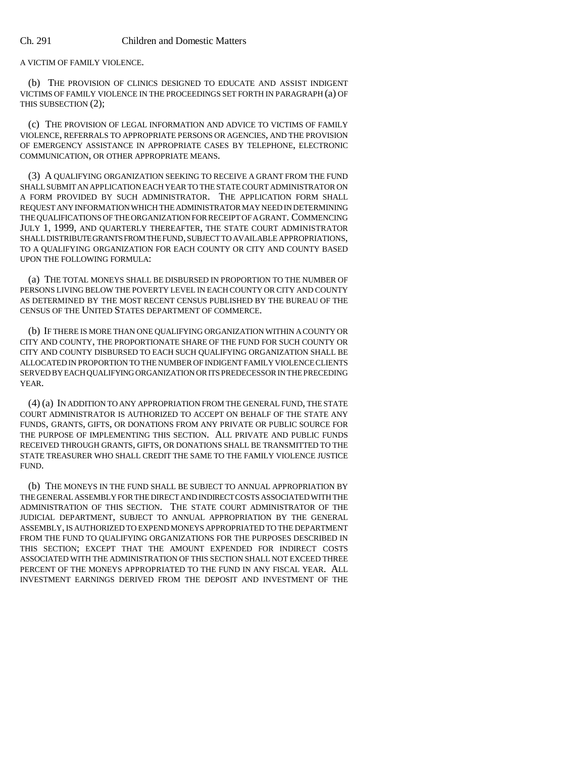A VICTIM OF FAMILY VIOLENCE.

(b) THE PROVISION OF CLINICS DESIGNED TO EDUCATE AND ASSIST INDIGENT VICTIMS OF FAMILY VIOLENCE IN THE PROCEEDINGS SET FORTH IN PARAGRAPH (a) OF THIS SUBSECTION (2);

(c) THE PROVISION OF LEGAL INFORMATION AND ADVICE TO VICTIMS OF FAMILY VIOLENCE, REFERRALS TO APPROPRIATE PERSONS OR AGENCIES, AND THE PROVISION OF EMERGENCY ASSISTANCE IN APPROPRIATE CASES BY TELEPHONE, ELECTRONIC COMMUNICATION, OR OTHER APPROPRIATE MEANS.

(3) A QUALIFYING ORGANIZATION SEEKING TO RECEIVE A GRANT FROM THE FUND SHALL SUBMIT AN APPLICATION EACH YEAR TO THE STATE COURT ADMINISTRATOR ON A FORM PROVIDED BY SUCH ADMINISTRATOR. THE APPLICATION FORM SHALL REQUEST ANY INFORMATION WHICH THE ADMINISTRATOR MAY NEED IN DETERMINING THE QUALIFICATIONS OF THE ORGANIZATION FOR RECEIPT OF A GRANT. COMMENCING JULY 1, 1999, AND QUARTERLY THEREAFTER, THE STATE COURT ADMINISTRATOR SHALL DISTRIBUTE GRANTS FROM THE FUND, SUBJECT TO AVAILABLE APPROPRIATIONS, TO A QUALIFYING ORGANIZATION FOR EACH COUNTY OR CITY AND COUNTY BASED UPON THE FOLLOWING FORMULA:

(a) THE TOTAL MONEYS SHALL BE DISBURSED IN PROPORTION TO THE NUMBER OF PERSONS LIVING BELOW THE POVERTY LEVEL IN EACH COUNTY OR CITY AND COUNTY AS DETERMINED BY THE MOST RECENT CENSUS PUBLISHED BY THE BUREAU OF THE CENSUS OF THE UNITED STATES DEPARTMENT OF COMMERCE.

(b) IF THERE IS MORE THAN ONE QUALIFYING ORGANIZATION WITHIN A COUNTY OR CITY AND COUNTY, THE PROPORTIONATE SHARE OF THE FUND FOR SUCH COUNTY OR CITY AND COUNTY DISBURSED TO EACH SUCH QUALIFYING ORGANIZATION SHALL BE ALLOCATED IN PROPORTION TO THE NUMBER OF INDIGENT FAMILY VIOLENCE CLIENTS SERVED BY EACH QUALIFYING ORGANIZATION OR ITS PREDECESSOR IN THE PRECEDING YEAR.

(4) (a) IN ADDITION TO ANY APPROPRIATION FROM THE GENERAL FUND, THE STATE COURT ADMINISTRATOR IS AUTHORIZED TO ACCEPT ON BEHALF OF THE STATE ANY FUNDS, GRANTS, GIFTS, OR DONATIONS FROM ANY PRIVATE OR PUBLIC SOURCE FOR THE PURPOSE OF IMPLEMENTING THIS SECTION. ALL PRIVATE AND PUBLIC FUNDS RECEIVED THROUGH GRANTS, GIFTS, OR DONATIONS SHALL BE TRANSMITTED TO THE STATE TREASURER WHO SHALL CREDIT THE SAME TO THE FAMILY VIOLENCE JUSTICE FUND.

(b) THE MONEYS IN THE FUND SHALL BE SUBJECT TO ANNUAL APPROPRIATION BY THE GENERAL ASSEMBLY FOR THE DIRECT AND INDIRECT COSTS ASSOCIATED WITH THE ADMINISTRATION OF THIS SECTION. THE STATE COURT ADMINISTRATOR OF THE JUDICIAL DEPARTMENT, SUBJECT TO ANNUAL APPROPRIATION BY THE GENERAL ASSEMBLY, IS AUTHORIZED TO EXPEND MONEYS APPROPRIATED TO THE DEPARTMENT FROM THE FUND TO QUALIFYING ORGANIZATIONS FOR THE PURPOSES DESCRIBED IN THIS SECTION; EXCEPT THAT THE AMOUNT EXPENDED FOR INDIRECT COSTS ASSOCIATED WITH THE ADMINISTRATION OF THIS SECTION SHALL NOT EXCEED THREE PERCENT OF THE MONEYS APPROPRIATED TO THE FUND IN ANY FISCAL YEAR. ALL INVESTMENT EARNINGS DERIVED FROM THE DEPOSIT AND INVESTMENT OF THE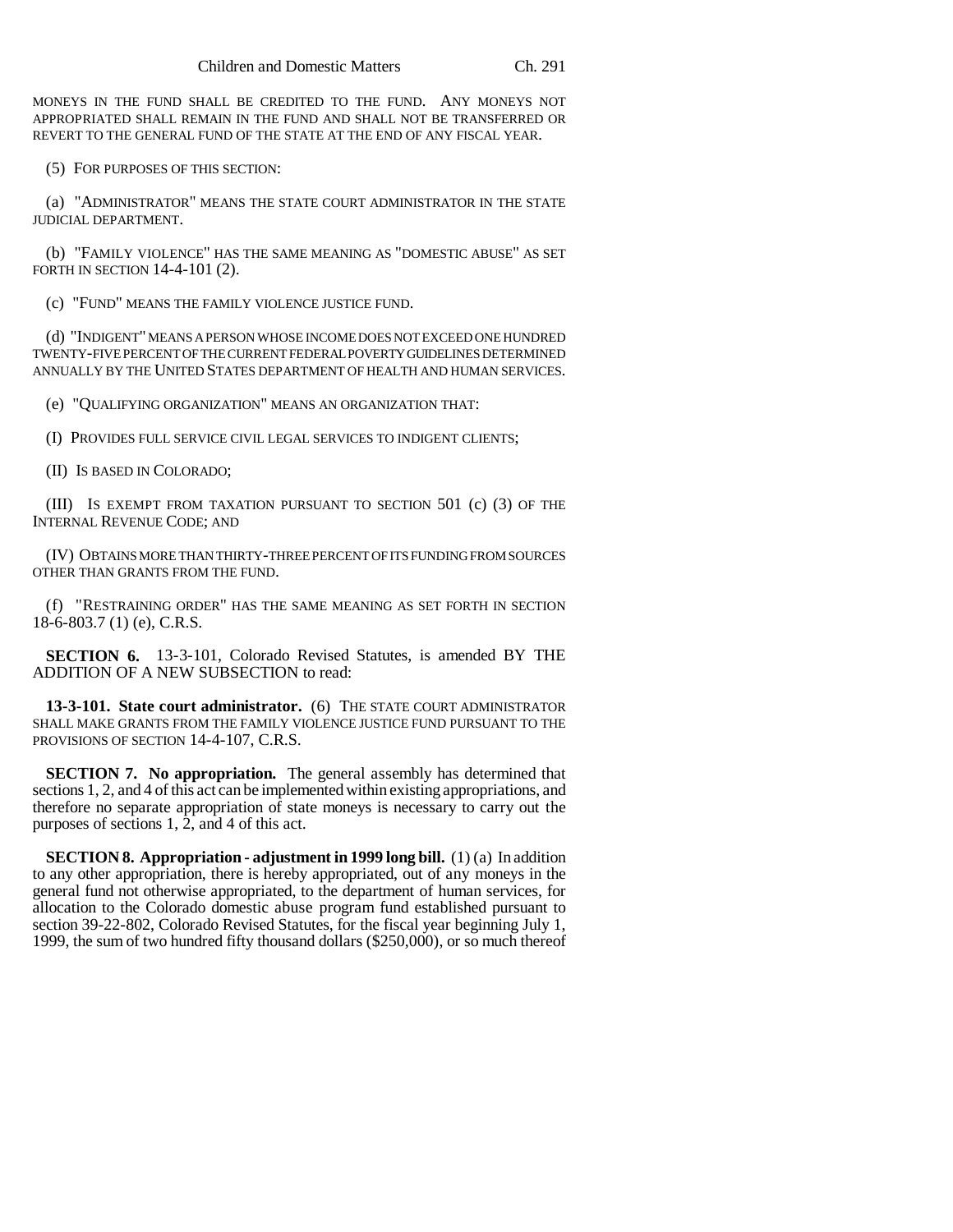MONEYS IN THE FUND SHALL BE CREDITED TO THE FUND. ANY MONEYS NOT APPROPRIATED SHALL REMAIN IN THE FUND AND SHALL NOT BE TRANSFERRED OR REVERT TO THE GENERAL FUND OF THE STATE AT THE END OF ANY FISCAL YEAR.

(5) FOR PURPOSES OF THIS SECTION:

(a) "ADMINISTRATOR" MEANS THE STATE COURT ADMINISTRATOR IN THE STATE JUDICIAL DEPARTMENT.

(b) "FAMILY VIOLENCE" HAS THE SAME MEANING AS "DOMESTIC ABUSE" AS SET FORTH IN SECTION 14-4-101 (2).

(c) "FUND" MEANS THE FAMILY VIOLENCE JUSTICE FUND.

(d) "INDIGENT" MEANS A PERSON WHOSE INCOME DOES NOT EXCEED ONE HUNDRED TWENTY-FIVE PERCENT OF THE CURRENT FEDERAL POVERTY GUIDELINES DETERMINED ANNUALLY BY THE UNITED STATES DEPARTMENT OF HEALTH AND HUMAN SERVICES.

(e) "QUALIFYING ORGANIZATION" MEANS AN ORGANIZATION THAT:

(I) PROVIDES FULL SERVICE CIVIL LEGAL SERVICES TO INDIGENT CLIENTS;

(II) IS BASED IN COLORADO;

(III) IS EXEMPT FROM TAXATION PURSUANT TO SECTION 501 (c) (3) OF THE INTERNAL REVENUE CODE; AND

(IV) OBTAINS MORE THAN THIRTY-THREE PERCENT OF ITS FUNDING FROM SOURCES OTHER THAN GRANTS FROM THE FUND.

(f) "RESTRAINING ORDER" HAS THE SAME MEANING AS SET FORTH IN SECTION 18-6-803.7 (1) (e), C.R.S.

**SECTION 6.** 13-3-101, Colorado Revised Statutes, is amended BY THE ADDITION OF A NEW SUBSECTION to read:

**13-3-101. State court administrator.** (6) THE STATE COURT ADMINISTRATOR SHALL MAKE GRANTS FROM THE FAMILY VIOLENCE JUSTICE FUND PURSUANT TO THE PROVISIONS OF SECTION 14-4-107, C.R.S.

**SECTION 7. No appropriation.** The general assembly has determined that sections 1, 2, and 4 of this act can be implemented within existing appropriations, and therefore no separate appropriation of state moneys is necessary to carry out the purposes of sections 1, 2, and 4 of this act.

**SECTION 8. Appropriation - adjustment in 1999 long bill.** (1) (a) In addition to any other appropriation, there is hereby appropriated, out of any moneys in the general fund not otherwise appropriated, to the department of human services, for allocation to the Colorado domestic abuse program fund established pursuant to section 39-22-802, Colorado Revised Statutes, for the fiscal year beginning July 1, 1999, the sum of two hundred fifty thousand dollars ($250,000), or so much thereof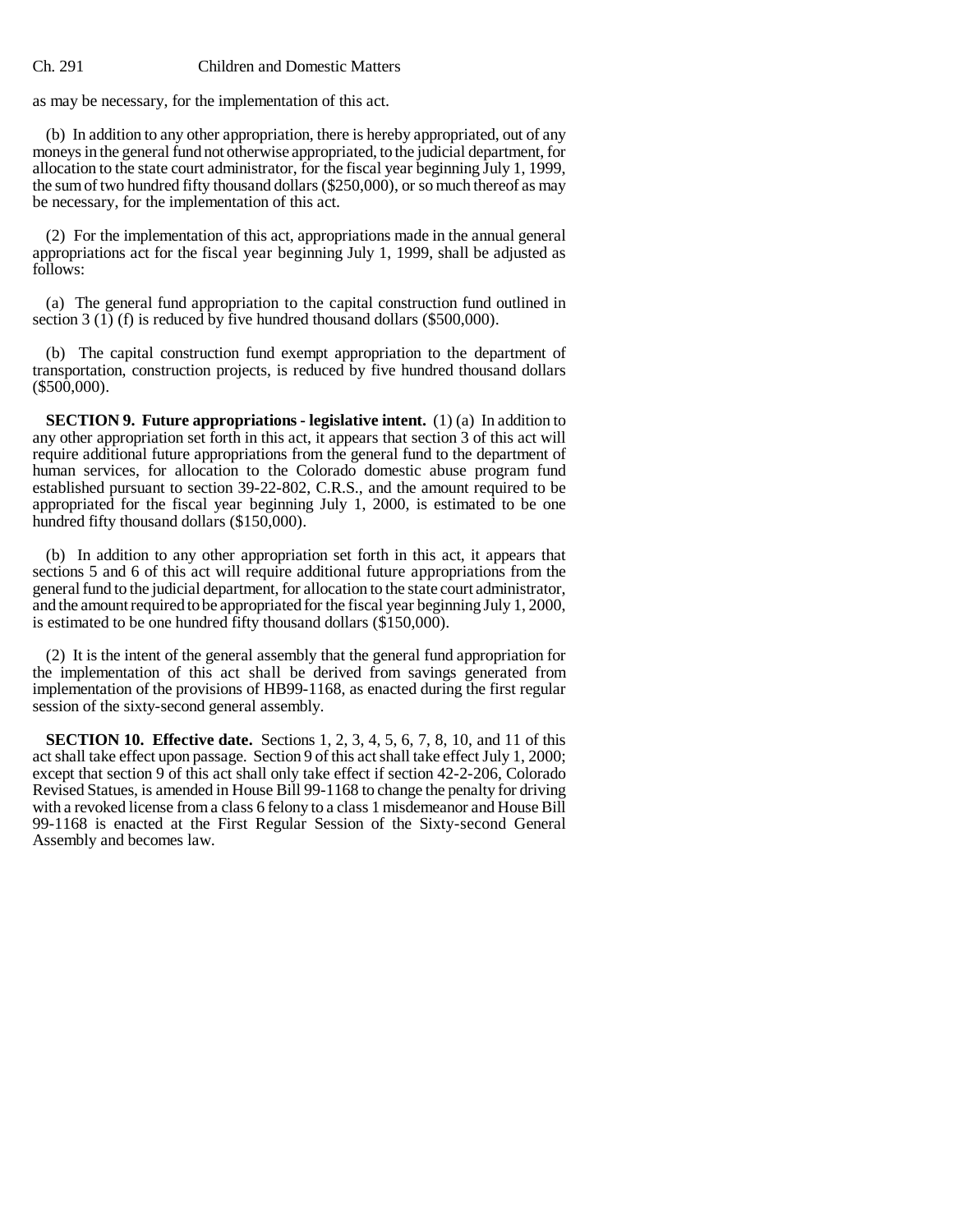as may be necessary, for the implementation of this act.

(b) In addition to any other appropriation, there is hereby appropriated, out of any moneys in the general fund not otherwise appropriated, to the judicial department, for allocation to the state court administrator, for the fiscal year beginning July 1, 1999, the sum of two hundred fifty thousand dollars ($250,000), or so much thereof as may be necessary, for the implementation of this act.

(2) For the implementation of this act, appropriations made in the annual general appropriations act for the fiscal year beginning July 1, 1999, shall be adjusted as follows:

(a) The general fund appropriation to the capital construction fund outlined in section 3 (1) (f) is reduced by five hundred thousand dollars ($500,000).

(b) The capital construction fund exempt appropriation to the department of transportation, construction projects, is reduced by five hundred thousand dollars ($500,000).

**SECTION 9. Future appropriations - legislative intent.** (1) (a) In addition to any other appropriation set forth in this act, it appears that section 3 of this act will require additional future appropriations from the general fund to the department of human services, for allocation to the Colorado domestic abuse program fund established pursuant to section 39-22-802, C.R.S., and the amount required to be appropriated for the fiscal year beginning July 1, 2000, is estimated to be one hundred fifty thousand dollars ($150,000).

(b) In addition to any other appropriation set forth in this act, it appears that sections 5 and 6 of this act will require additional future appropriations from the general fund to the judicial department, for allocation to the state court administrator, and the amount required to be appropriated for the fiscal year beginning July 1, 2000, is estimated to be one hundred fifty thousand dollars ($150,000).

(2) It is the intent of the general assembly that the general fund appropriation for the implementation of this act shall be derived from savings generated from implementation of the provisions of HB99-1168, as enacted during the first regular session of the sixty-second general assembly.

**SECTION 10. Effective date.** Sections 1, 2, 3, 4, 5, 6, 7, 8, 10, and 11 of this act shall take effect upon passage. Section 9 of this act shall take effect July 1, 2000; except that section 9 of this act shall only take effect if section 42-2-206, Colorado Revised Statues, is amended in House Bill 99-1168 to change the penalty for driving with a revoked license from a class 6 felony to a class 1 misdemeanor and House Bill 99-1168 is enacted at the First Regular Session of the Sixty-second General Assembly and becomes law.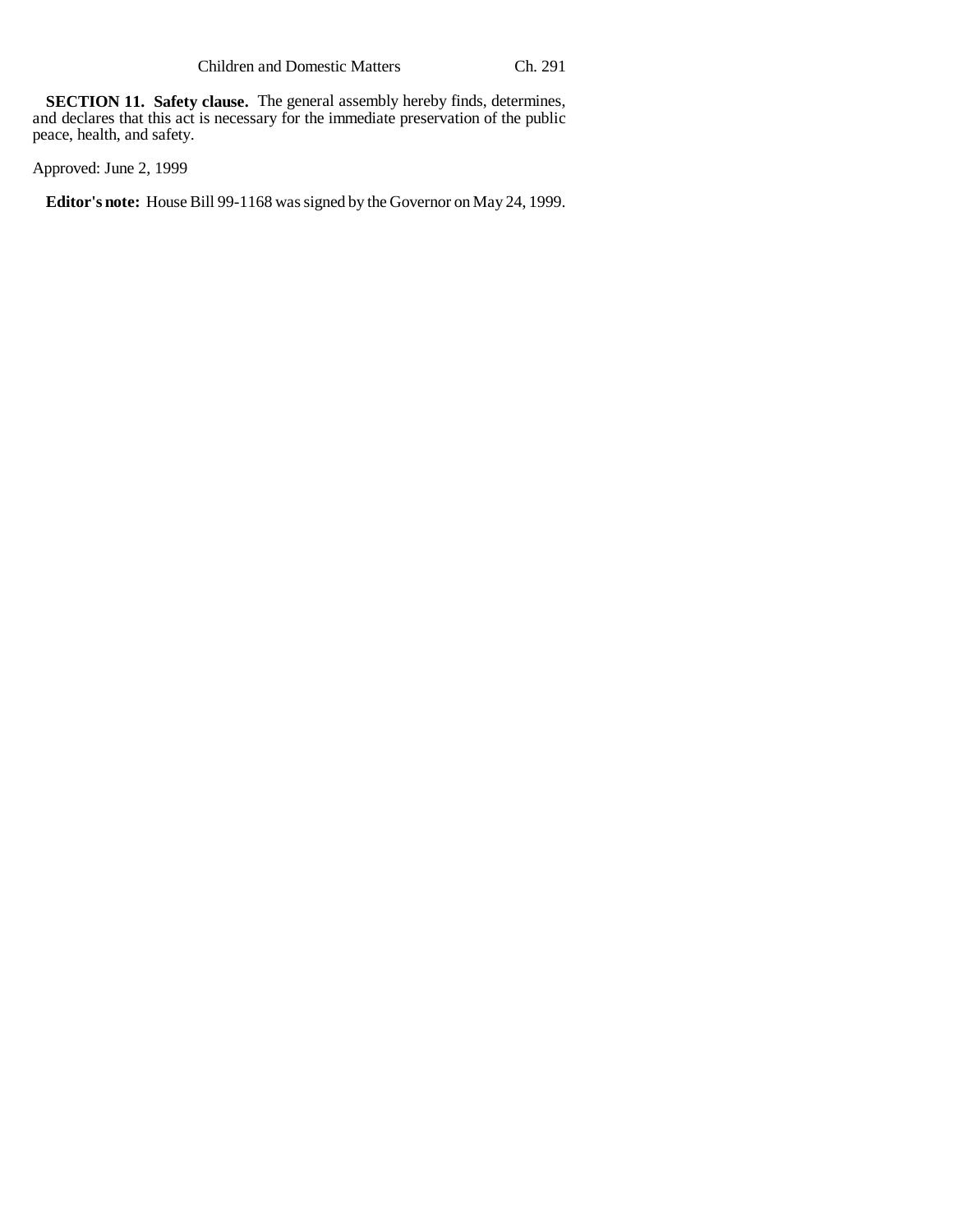**SECTION 11. Safety clause.** The general assembly hereby finds, determines, and declares that this act is necessary for the immediate preservation of the public peace, health, and safety.

Approved: June 2, 1999

**Editor's note:** House Bill 99-1168 was signed by the Governor on May 24, 1999.